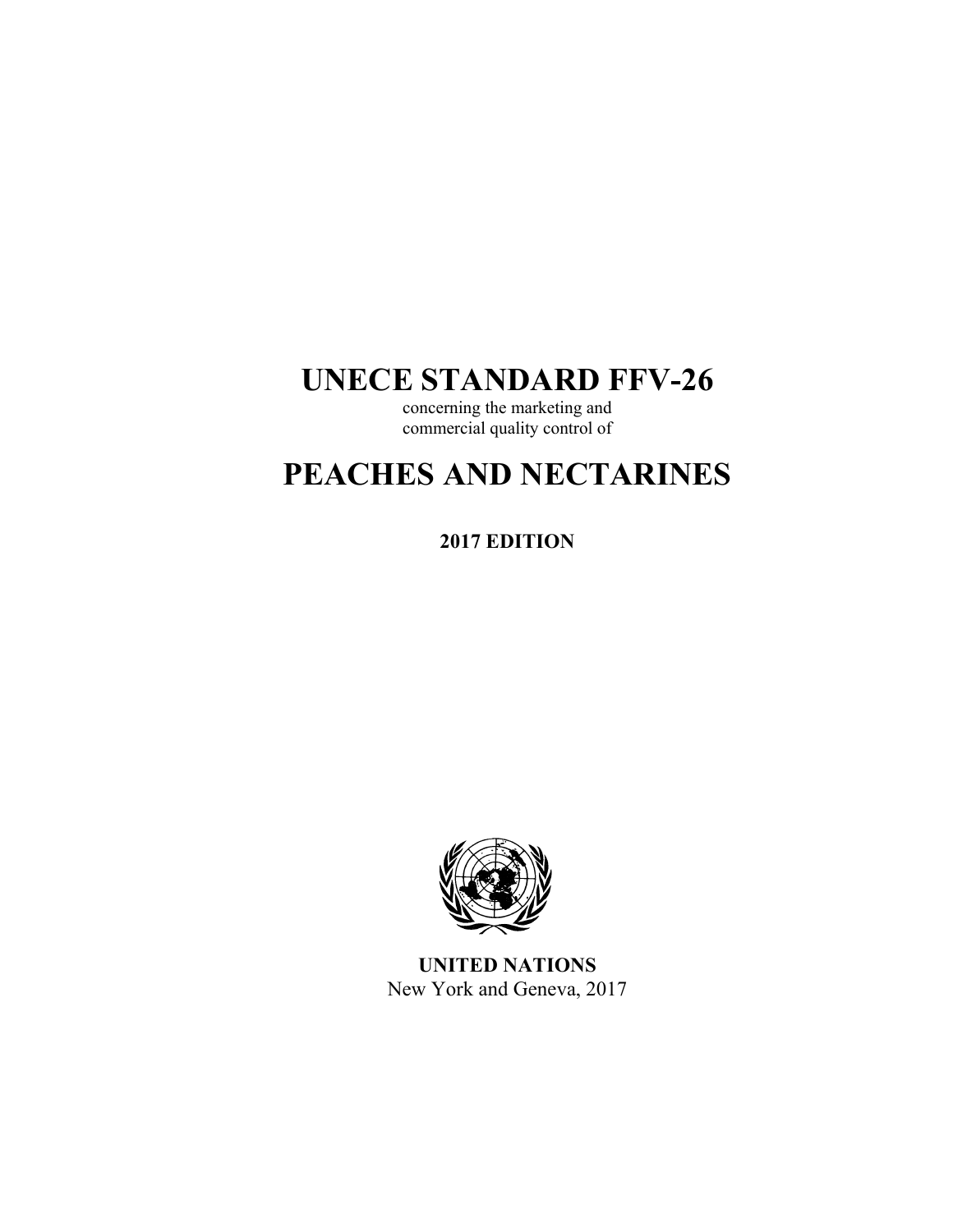# UNECE STANDARD FFV-26

concerning the marketing and commercial quality control of

# PEACHES AND NECTARINES

**2017 EDITION**

**UNITED NATIONS**
New York and Geneva, 2017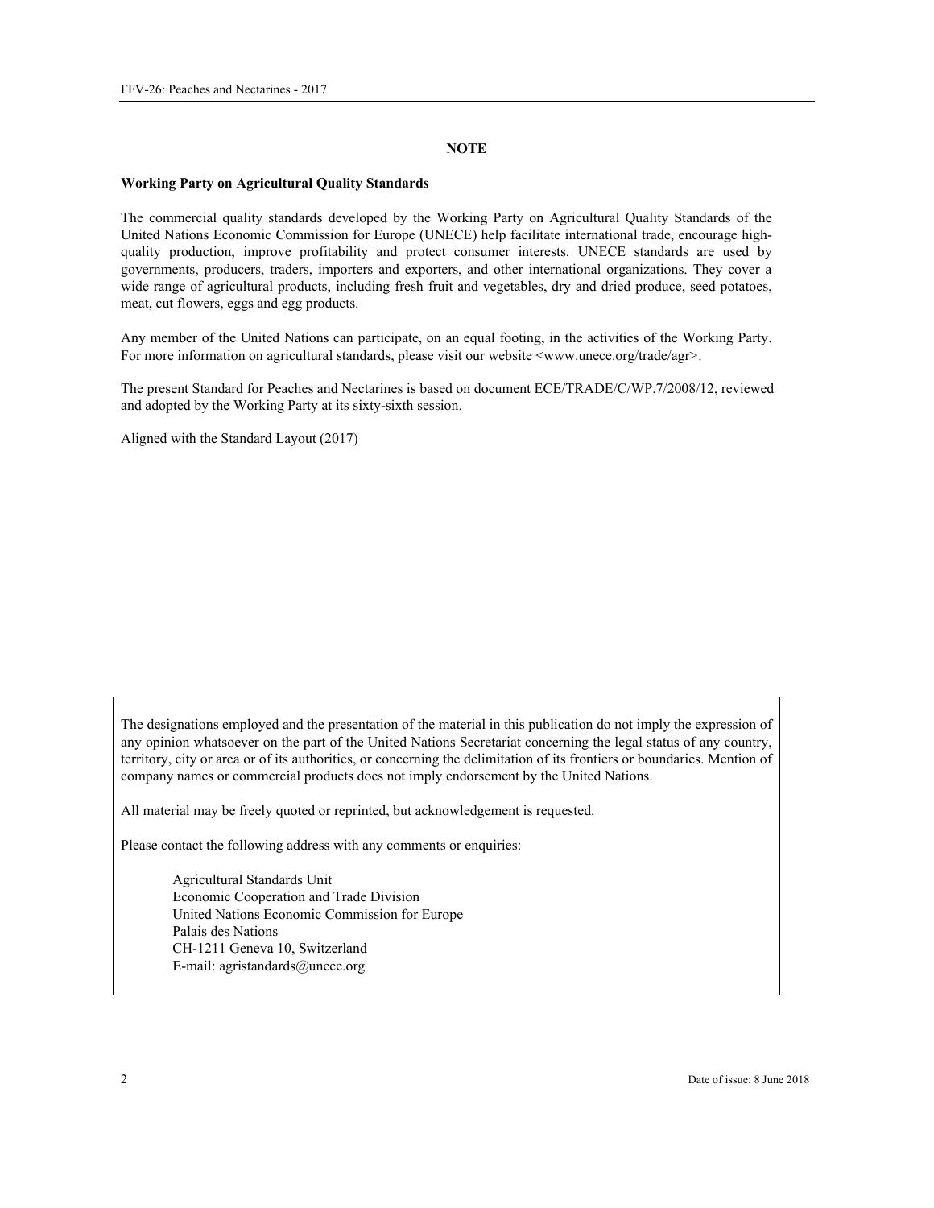## NOTE

**Working Party on Agricultural Quality Standards**

The commercial quality standards developed by the Working Party on Agricultural Quality Standards of the United Nations Economic Commission for Europe (UNECE) help facilitate international trade, encourage high-quality production, improve profitability and protect consumer interests. UNECE standards are used by governments, producers, traders, importers and exporters, and other international organizations. They cover a wide range of agricultural products, including fresh fruit and vegetables, dry and dried produce, seed potatoes, meat, cut flowers, eggs and egg products.

Any member of the United Nations can participate, on an equal footing, in the activities of the Working Party. For more information on agricultural standards, please visit our website <www.unece.org/trade/agr>.

The present Standard for Peaches and Nectarines is based on document ECE/TRADE/C/WP.7/2008/12, reviewed and adopted by the Working Party at its sixty-sixth session.

Aligned with the Standard Layout (2017)

The designations employed and the presentation of the material in this publication do not imply the expression of any opinion whatsoever on the part of the United Nations Secretariat concerning the legal status of any country, territory, city or area or of its authorities, or concerning the delimitation of its frontiers or boundaries. Mention of company names or commercial products does not imply endorsement by the United Nations.

All material may be freely quoted or reprinted, but acknowledgement is requested.

Please contact the following address with any comments or enquiries:

Agricultural Standards Unit
Economic Cooperation and Trade Division
United Nations Economic Commission for Europe
Palais des Nations
CH-1211 Geneva 10, Switzerland
E-mail: agristandards@unece.org

Date of issue: 8 June 2018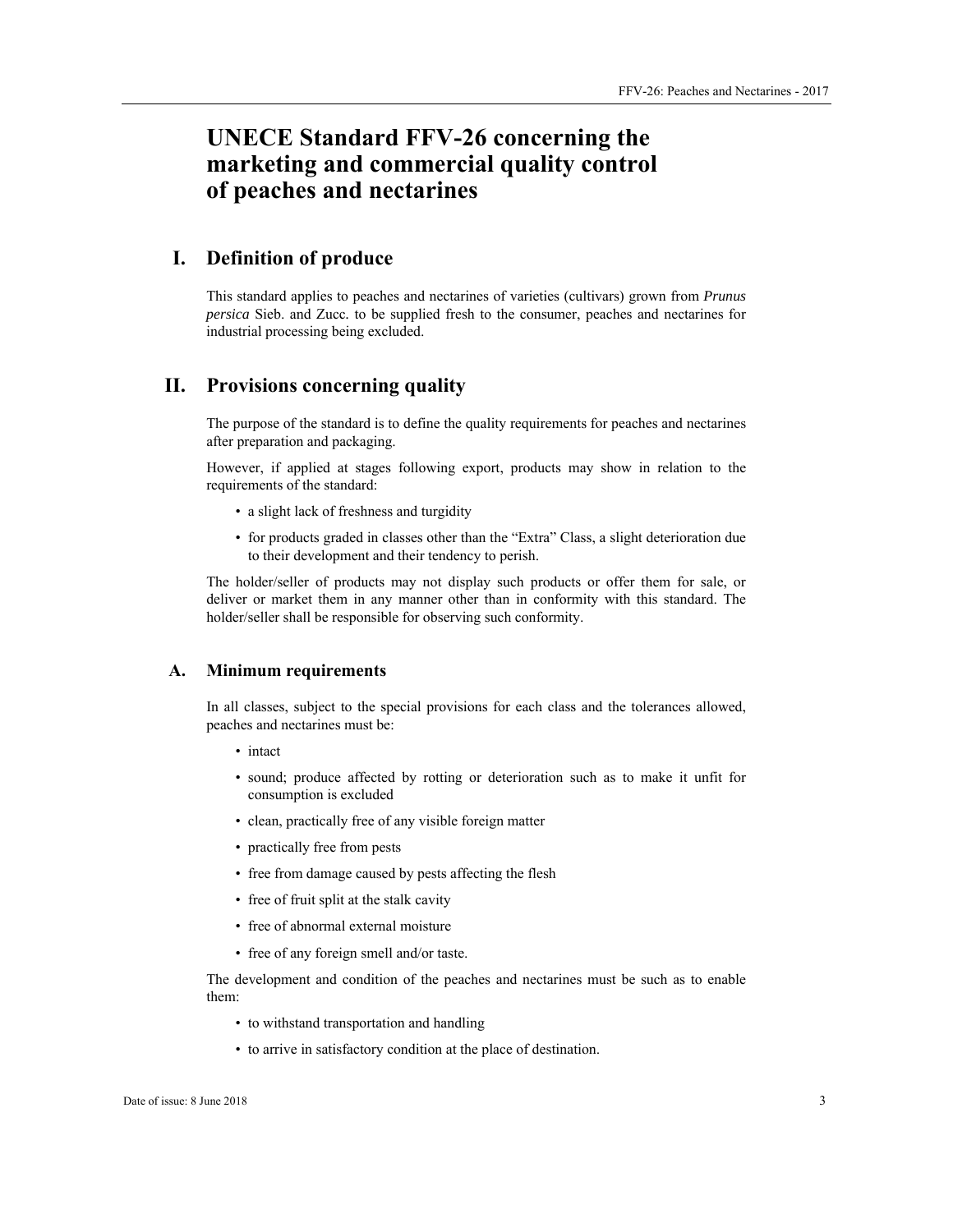# UNECE Standard FFV-26 concerning the marketing and commercial quality control of peaches and nectarines

## I. Definition of produce

This standard applies to peaches and nectarines of varieties (cultivars) grown from *Prunus persica* Sieb. and Zucc. to be supplied fresh to the consumer, peaches and nectarines for industrial processing being excluded.

## II. Provisions concerning quality

The purpose of the standard is to define the quality requirements for peaches and nectarines after preparation and packaging.

However, if applied at stages following export, products may show in relation to the requirements of the standard:

- a slight lack of freshness and turgidity
- for products graded in classes other than the "Extra" Class, a slight deterioration due to their development and their tendency to perish.

The holder/seller of products may not display such products or offer them for sale, or deliver or market them in any manner other than in conformity with this standard. The holder/seller shall be responsible for observing such conformity.

### A. Minimum requirements

In all classes, subject to the special provisions for each class and the tolerances allowed, peaches and nectarines must be:

- intact
- sound; produce affected by rotting or deterioration such as to make it unfit for consumption is excluded
- clean, practically free of any visible foreign matter
- practically free from pests
- free from damage caused by pests affecting the flesh
- free of fruit split at the stalk cavity
- free of abnormal external moisture
- free of any foreign smell and/or taste.

The development and condition of the peaches and nectarines must be such as to enable them:

- to withstand transportation and handling
- to arrive in satisfactory condition at the place of destination.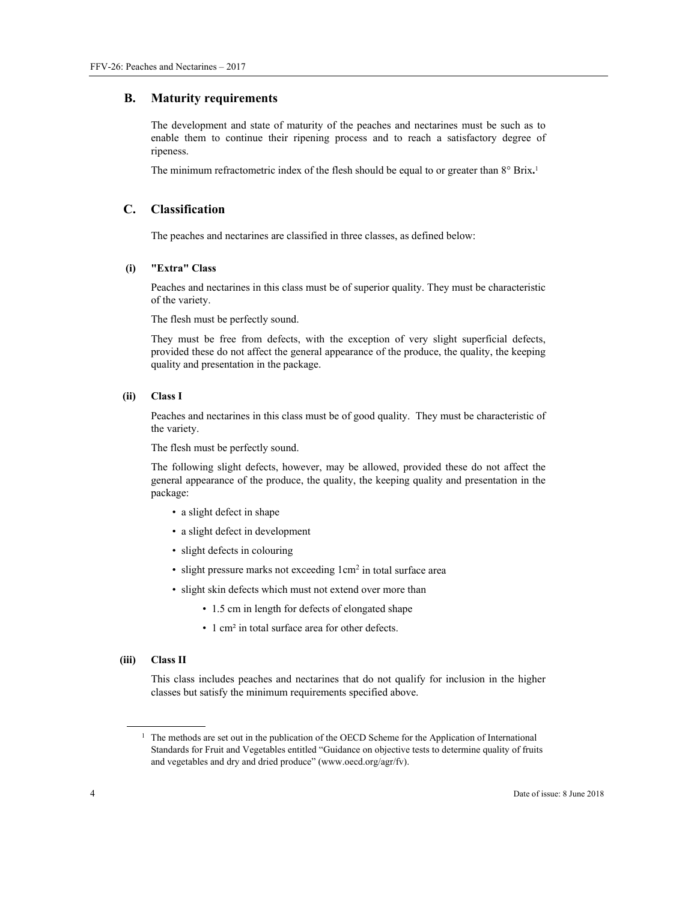## B. Maturity requirements

The development and state of maturity of the peaches and nectarines must be such as to enable them to continue their ripening process and to reach a satisfactory degree of ripeness.

The minimum refractometric index of the flesh should be equal to or greater than 8° Brix.[1]

## C. Classification

The peaches and nectarines are classified in three classes, as defined below:

### (i) "Extra" Class

Peaches and nectarines in this class must be of superior quality. They must be characteristic of the variety.

The flesh must be perfectly sound.

They must be free from defects, with the exception of very slight superficial defects, provided these do not affect the general appearance of the produce, the quality, the keeping quality and presentation in the package.

### (ii) Class I

Peaches and nectarines in this class must be of good quality. They must be characteristic of the variety.

The flesh must be perfectly sound.

The following slight defects, however, may be allowed, provided these do not affect the general appearance of the produce, the quality, the keeping quality and presentation in the package:

- a slight defect in shape
- a slight defect in development
- slight defects in colouring
- slight pressure marks not exceeding $1 cm^2$ in total surface area
- slight skin defects which must not extend over more than
  - 1.5 cm in length for defects of elongated shape
  - $1 cm^2$ in total surface area for other defects.

### (iii) Class II

This class includes peaches and nectarines that do not qualify for inclusion in the higher classes but satisfy the minimum requirements specified above.

---

[1] The methods are set out in the publication of the OECD Scheme for the Application of International Standards for Fruit and Vegetables entitled "Guidance on objective tests to determine quality of fruits and vegetables and dry and dried produce" (www.oecd.org/agr/fv).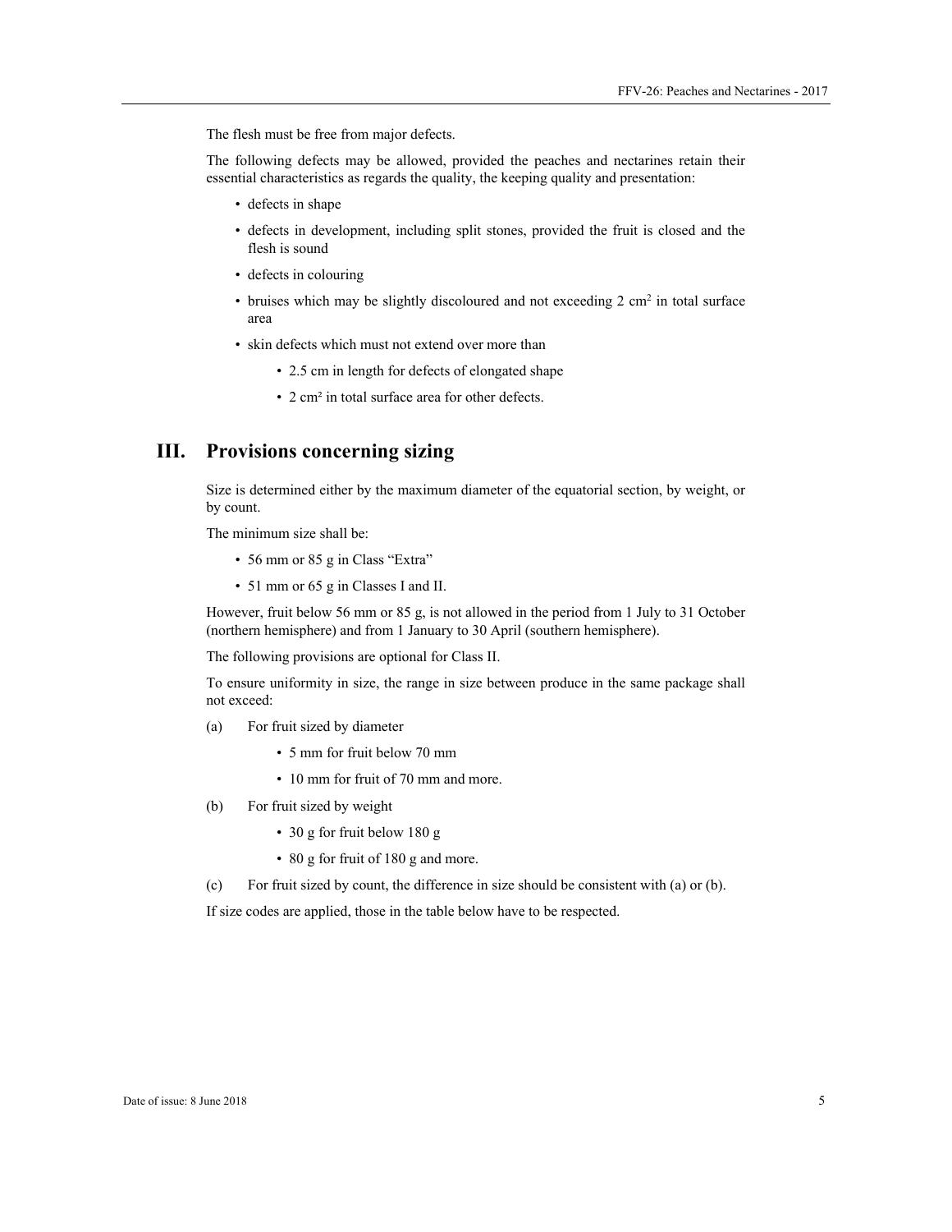The flesh must be free from major defects.

The following defects may be allowed, provided the peaches and nectarines retain their essential characteristics as regards the quality, the keeping quality and presentation:

- defects in shape
- defects in development, including split stones, provided the fruit is closed and the flesh is sound
- defects in colouring
- bruises which may be slightly discoloured and not exceeding 2 $cm^2$ in total surface area
- skin defects which must not extend over more than
  - 2.5 cm in length for defects of elongated shape
  - 2 $cm^2$ in total surface area for other defects.

# III. Provisions concerning sizing

Size is determined either by the maximum diameter of the equatorial section, by weight, or by count.

The minimum size shall be:

- 56 mm or 85 g in Class "Extra"
- 51 mm or 65 g in Classes I and II.

However, fruit below 56 mm or 85 g, is not allowed in the period from 1 July to 31 October (northern hemisphere) and from 1 January to 30 April (southern hemisphere).

The following provisions are optional for Class II.

To ensure uniformity in size, the range in size between produce in the same package shall not exceed:

(a) For fruit sized by diameter

- 5 mm for fruit below 70 mm
- 10 mm for fruit of 70 mm and more.

(b) For fruit sized by weight

- 30 g for fruit below 180 g
- 80 g for fruit of 180 g and more.

(c) For fruit sized by count, the difference in size should be consistent with (a) or (b).

If size codes are applied, those in the table below have to be respected.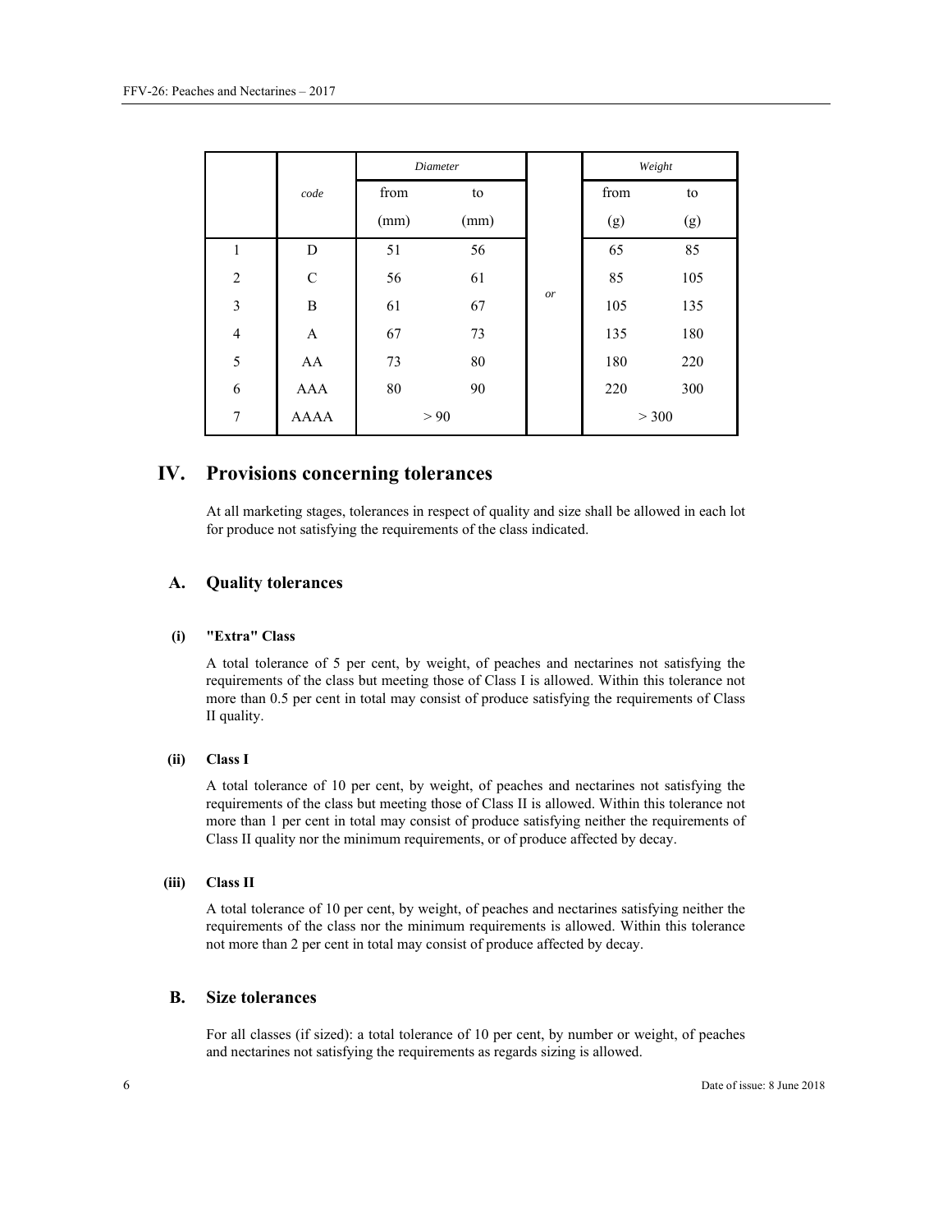|  | code | *Diameter* |  |  | *Weight* |  |
|---|---|---|---|---|---|---|
|  |  | from (mm) | to (mm) |  | from (g) | to (g) |
| 1 | D | 51 | 56 | *or* | 65 | 85 |
| 2 | C | 56 | 61 |  | 85 | 105 |
| 3 | B | 61 | 67 |  | 105 | 135 |
| 4 | A | 67 | 73 |  | 135 | 180 |
| 5 | AA | 73 | 80 |  | 180 | 220 |
| 6 | AAA | 80 | 90 |  | 220 | 300 |
| 7 | AAAA | > 90 |  |  | > 300 |  |

# IV. Provisions concerning tolerances

At all marketing stages, tolerances in respect of quality and size shall be allowed in each lot for produce not satisfying the requirements of the class indicated.

## A. Quality tolerances

### (i) "Extra" Class

A total tolerance of 5 per cent, by weight, of peaches and nectarines not satisfying the requirements of the class but meeting those of Class I is allowed. Within this tolerance not more than 0.5 per cent in total may consist of produce satisfying the requirements of Class II quality.

### (ii) Class I

A total tolerance of 10 per cent, by weight, of peaches and nectarines not satisfying the requirements of the class but meeting those of Class II is allowed. Within this tolerance not more than 1 per cent in total may consist of produce satisfying neither the requirements of Class II quality nor the minimum requirements, or of produce affected by decay.

### (iii) Class II

A total tolerance of 10 per cent, by weight, of peaches and nectarines satisfying neither the requirements of the class nor the minimum requirements is allowed. Within this tolerance not more than 2 per cent in total may consist of produce affected by decay.

## B. Size tolerances

For all classes (if sized): a total tolerance of 10 per cent, by number or weight, of peaches and nectarines not satisfying the requirements as regards sizing is allowed.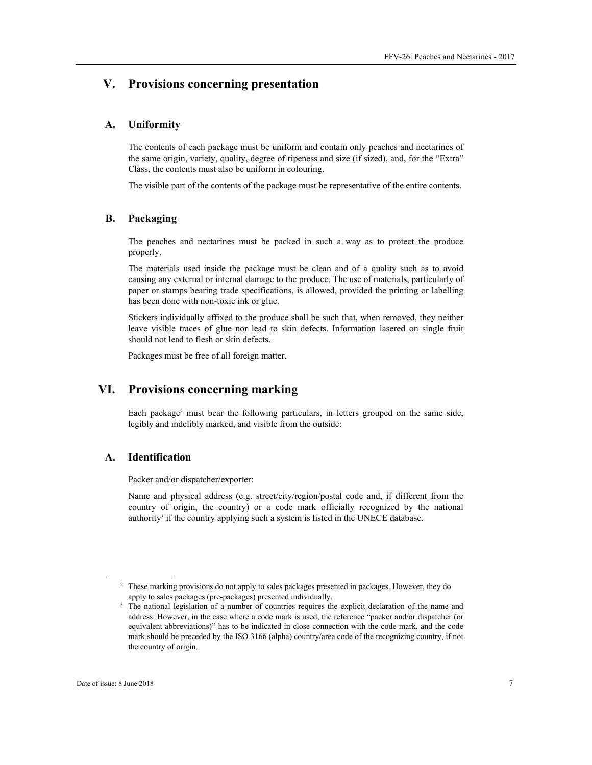## V. Provisions concerning presentation

### A. Uniformity

The contents of each package must be uniform and contain only peaches and nectarines of the same origin, variety, quality, degree of ripeness and size (if sized), and, for the "Extra" Class, the contents must also be uniform in colouring.

The visible part of the contents of the package must be representative of the entire contents.

### B. Packaging

The peaches and nectarines must be packed in such a way as to protect the produce properly.

The materials used inside the package must be clean and of a quality such as to avoid causing any external or internal damage to the produce. The use of materials, particularly of paper or stamps bearing trade specifications, is allowed, provided the printing or labelling has been done with non-toxic ink or glue.

Stickers individually affixed to the produce shall be such that, when removed, they neither leave visible traces of glue nor lead to skin defects. Information lasered on single fruit should not lead to flesh or skin defects.

Packages must be free of all foreign matter.

## VI. Provisions concerning marking

Each package[2] must bear the following particulars, in letters grouped on the same side, legibly and indelibly marked, and visible from the outside:

### A. Identification

Packer and/or dispatcher/exporter:

Name and physical address (e.g. street/city/region/postal code and, if different from the country of origin, the country) or a code mark officially recognized by the national authority[3] if the country applying such a system is listed in the UNECE database.

---

[2] These marking provisions do not apply to sales packages presented in packages. However, they do apply to sales packages (pre-packages) presented individually.

[3] The national legislation of a number of countries requires the explicit declaration of the name and address. However, in the case where a code mark is used, the reference "packer and/or dispatcher (or equivalent abbreviations)" has to be indicated in close connection with the code mark, and the code mark should be preceded by the ISO 3166 (alpha) country/area code of the recognizing country, if not the country of origin.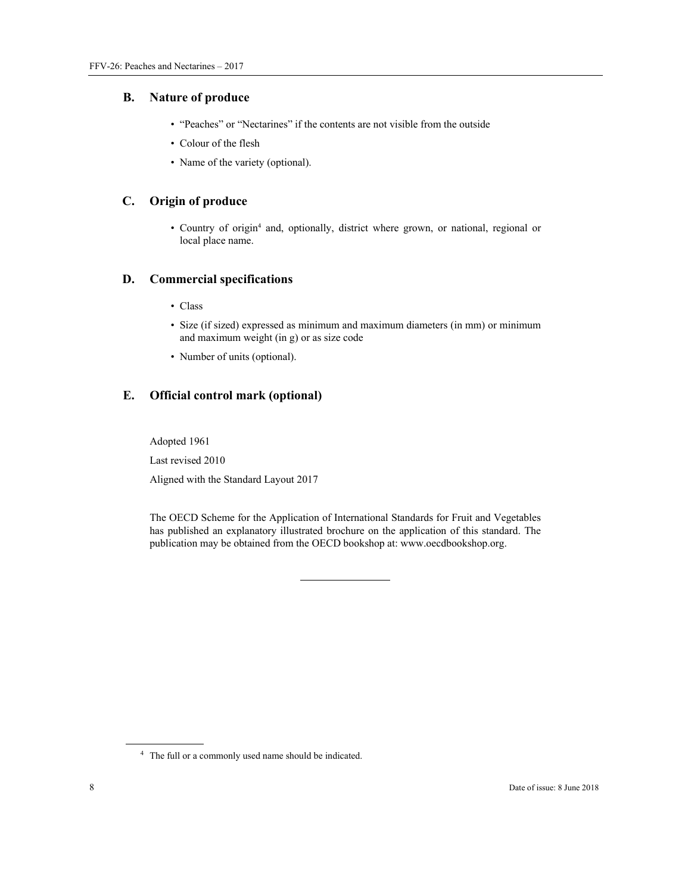## B. Nature of produce

- "Peaches" or "Nectarines" if the contents are not visible from the outside
- Colour of the flesh
- Name of the variety (optional).

## C. Origin of produce

- Country of origin[4] and, optionally, district where grown, or national, regional or local place name.

## D. Commercial specifications

- Class
- Size (if sized) expressed as minimum and maximum diameters (in mm) or minimum and maximum weight (in g) or as size code
- Number of units (optional).

## E. Official control mark (optional)

Adopted 1961

Last revised 2010

Aligned with the Standard Layout 2017

The OECD Scheme for the Application of International Standards for Fruit and Vegetables has published an explanatory illustrated brochure on the application of this standard. The publication may be obtained from the OECD bookshop at: www.oecdbookshop.org.

---

[4] The full or a commonly used name should be indicated.